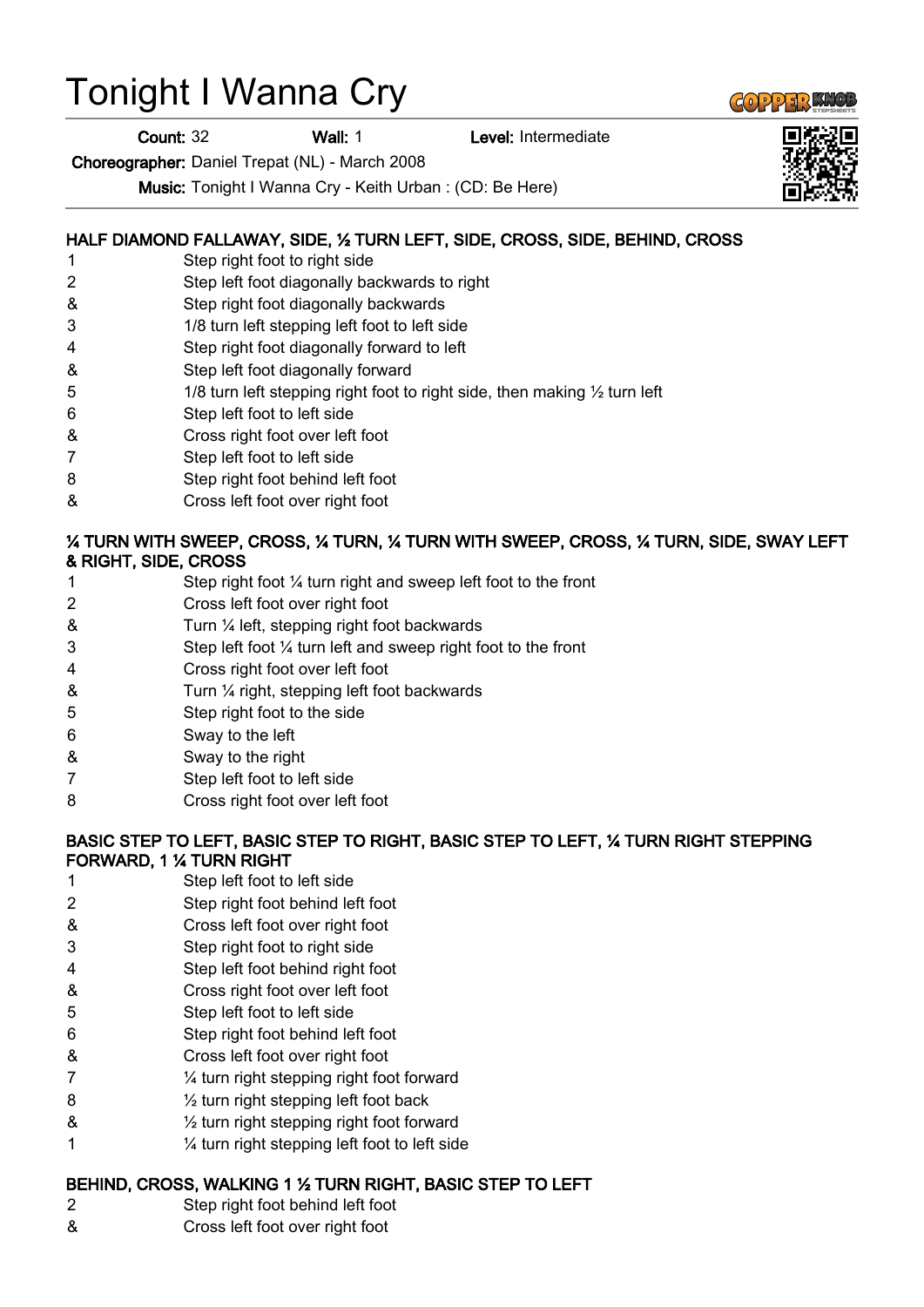# Tonight I Wanna Cry

**Count:** 32 **Wall:** 1 **Level:** Intermediate

**Choreographer:** Daniel Trepat (NL) - March 2008

**Music:** Tonight I Wanna Cry - Keith Urban : (CD: Be Here)

**HALF DIAMOND FALLAWAY, SIDE, ½ TURN LEFT, SIDE, CROSS, SIDE, BEHIND, CROSS**

| | |
|---|---|
| 1 | Step right foot to right side |
| 2 | Step left foot diagonally backwards to right |
| & | Step right foot diagonally backwards |
| 3 | 1/8 turn left stepping left foot to left side |
| 4 | Step right foot diagonally forward to left |
| & | Step left foot diagonally forward |
| 5 | 1/8 turn left stepping right foot to right side, then making ½ turn left |
| 6 | Step left foot to left side |
| & | Cross right foot over left foot |
| 7 | Step left foot to left side |
| 8 | Step right foot behind left foot |
| & | Cross left foot over right foot |

**¼ TURN WITH SWEEP, CROSS, ¼ TURN, ¼ TURN WITH SWEEP, CROSS, ¼ TURN, SIDE, SWAY LEFT & RIGHT, SIDE, CROSS**

| | |
|---|---|
| 1 | Step right foot ¼ turn right and sweep left foot to the front |
| 2 | Cross left foot over right foot |
| & | Turn ¼ left, stepping right foot backwards |
| 3 | Step left foot ¼ turn left and sweep right foot to the front |
| 4 | Cross right foot over left foot |
| & | Turn ¼ right, stepping left foot backwards |
| 5 | Step right foot to the side |
| 6 | Sway to the left |
| & | Sway to the right |
| 7 | Step left foot to left side |
| 8 | Cross right foot over left foot |

**BASIC STEP TO LEFT, BASIC STEP TO RIGHT, BASIC STEP TO LEFT, ¼ TURN RIGHT STEPPING FORWARD, 1 ¼ TURN RIGHT**

| | |
|---|---|
| 1 | Step left foot to left side |
| 2 | Step right foot behind left foot |
| & | Cross left foot over right foot |
| 3 | Step right foot to right side |
| 4 | Step left foot behind right foot |
| & | Cross right foot over left foot |
| 5 | Step left foot to left side |
| 6 | Step right foot behind left foot |
| & | Cross left foot over right foot |
| 7 | ¼ turn right stepping right foot forward |
| 8 | ½ turn right stepping left foot back |
| & | ½ turn right stepping right foot forward |
| 1 | ¼ turn right stepping left foot to left side |

**BEHIND, CROSS, WALKING 1 ½ TURN RIGHT, BASIC STEP TO LEFT**

| | |
|---|---|
| 2 | Step right foot behind left foot |
| & | Cross left foot over right foot |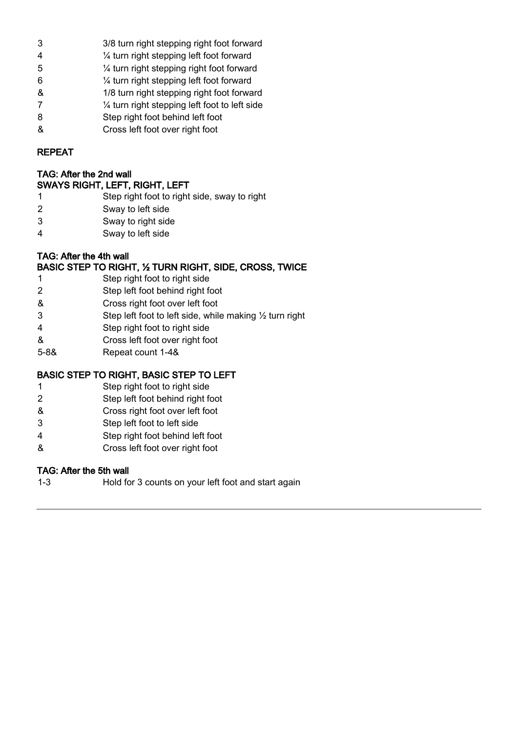| | |
|---|---|
| 3 | 3/8 turn right stepping right foot forward |
| 4 | ¼ turn right stepping left foot forward |
| 5 | ¼ turn right stepping right foot forward |
| 6 | ¼ turn right stepping left foot forward |
| & | 1/8 turn right stepping right foot forward |
| 7 | ¼ turn right stepping left foot to left side |
| 8 | Step right foot behind left foot |
| & | Cross left foot over right foot |

**REPEAT**

**TAG: After the 2nd wall**
**SWAYS RIGHT, LEFT, RIGHT, LEFT**

| | |
|---|---|
| 1 | Step right foot to right side, sway to right |
| 2 | Sway to left side |
| 3 | Sway to right side |
| 4 | Sway to left side |

**TAG: After the 4th wall**
**BASIC STEP TO RIGHT, ½ TURN RIGHT, SIDE, CROSS, TWICE**

| | |
|---|---|
| 1 | Step right foot to right side |
| 2 | Step left foot behind right foot |
| & | Cross right foot over left foot |
| 3 | Step left foot to left side, while making ½ turn right |
| 4 | Step right foot to right side |
| & | Cross left foot over right foot |
| 5-8& | Repeat count 1-4& |

**BASIC STEP TO RIGHT, BASIC STEP TO LEFT**

| | |
|---|---|
| 1 | Step right foot to right side |
| 2 | Step left foot behind right foot |
| & | Cross right foot over left foot |
| 3 | Step left foot to left side |
| 4 | Step right foot behind left foot |
| & | Cross left foot over right foot |

**TAG: After the 5th wall**

| | |
|---|---|
| 1-3 | Hold for 3 counts on your left foot and start again |